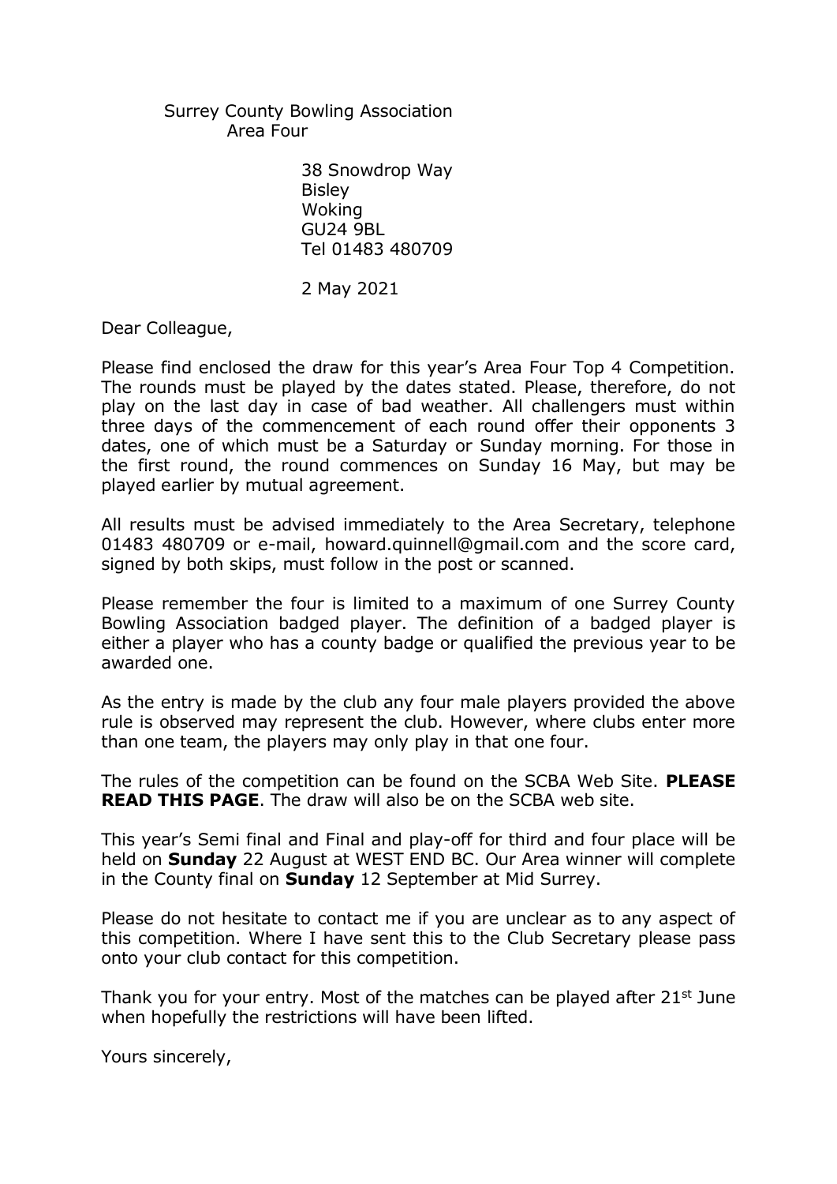Surrey County Bowling Association
Area Four

38 Snowdrop Way
Bisley
Woking
GU24 9BL
Tel 01483 480709

2 May 2021

Dear Colleague,

Please find enclosed the draw for this year's Area Four Top 4 Competition. The rounds must be played by the dates stated. Please, therefore, do not play on the last day in case of bad weather. All challengers must within three days of the commencement of each round offer their opponents 3 dates, one of which must be a Saturday or Sunday morning. For those in the first round, the round commences on Sunday 16 May, but may be played earlier by mutual agreement.

All results must be advised immediately to the Area Secretary, telephone 01483 480709 or e-mail, howard.quinnell@gmail.com and the score card, signed by both skips, must follow in the post or scanned.

Please remember the four is limited to a maximum of one Surrey County Bowling Association badged player. The definition of a badged player is either a player who has a county badge or qualified the previous year to be awarded one.

As the entry is made by the club any four male players provided the above rule is observed may represent the club. However, where clubs enter more than one team, the players may only play in that one four.

The rules of the competition can be found on the SCBA Web Site. **PLEASE READ THIS PAGE**. The draw will also be on the SCBA web site.

This year's Semi final and Final and play-off for third and four place will be held on **Sunday** 22 August at WEST END BC. Our Area winner will complete in the County final on **Sunday** 12 September at Mid Surrey.

Please do not hesitate to contact me if you are unclear as to any aspect of this competition. Where I have sent this to the Club Secretary please pass onto your club contact for this competition.

Thank you for your entry. Most of the matches can be played after 21st June when hopefully the restrictions will have been lifted.

Yours sincerely,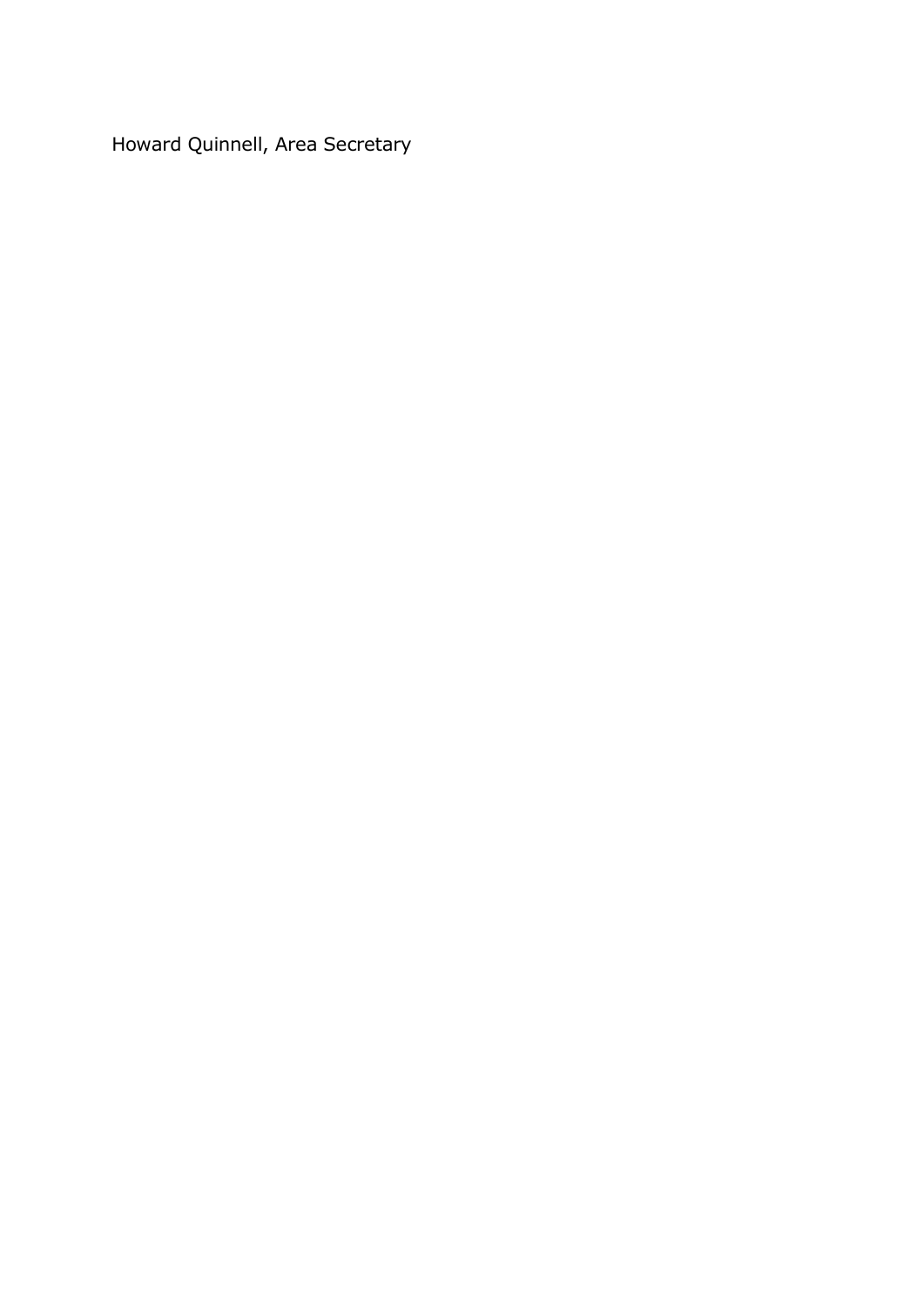Howard Quinnell, Area Secretary